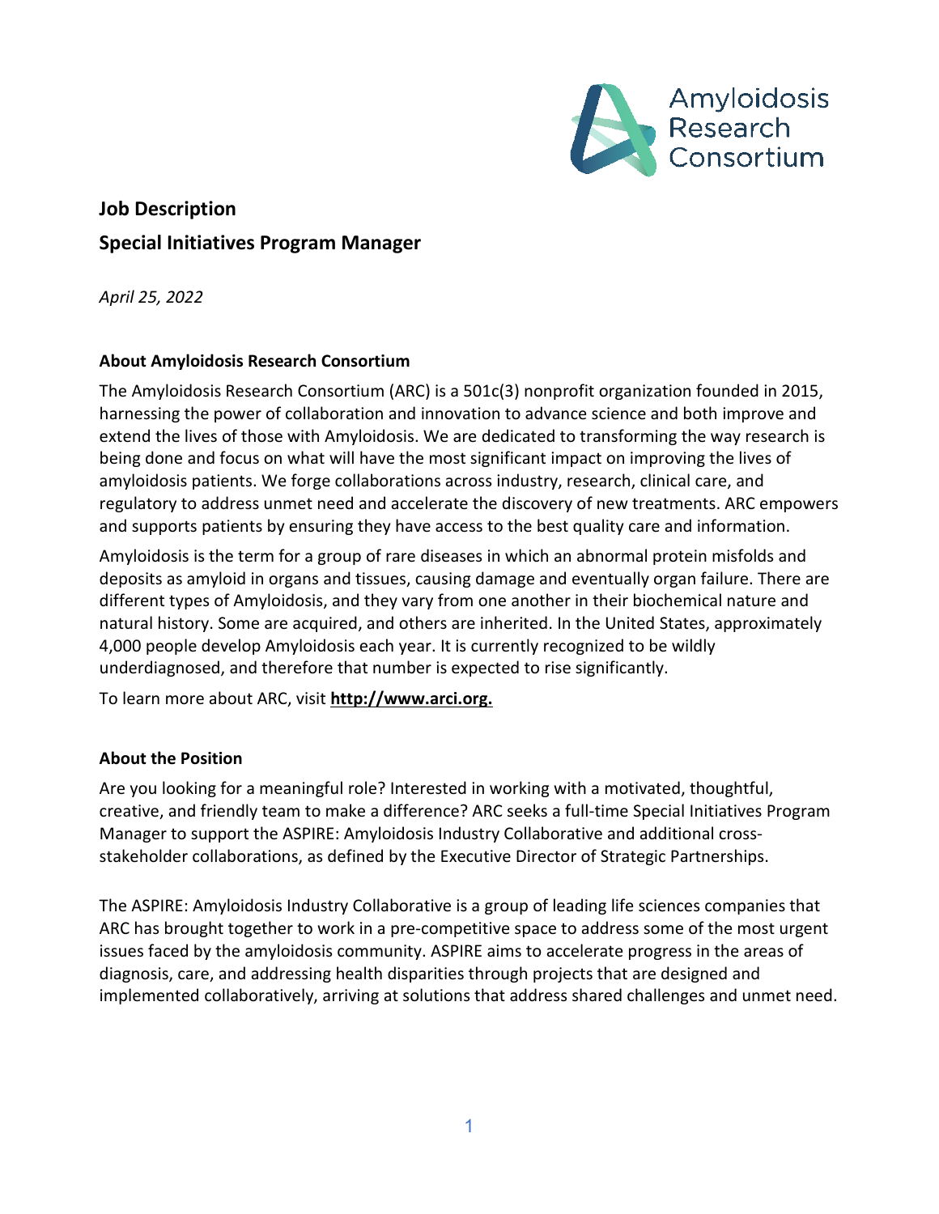# Job Description

## Special Initiatives Program Manager

*April 25, 2022*

### About Amyloidosis Research Consortium

The Amyloidosis Research Consortium (ARC) is a 501c(3) nonprofit organization founded in 2015, harnessing the power of collaboration and innovation to advance science and both improve and extend the lives of those with Amyloidosis. We are dedicated to transforming the way research is being done and focus on what will have the most significant impact on improving the lives of amyloidosis patients. We forge collaborations across industry, research, clinical care, and regulatory to address unmet need and accelerate the discovery of new treatments. ARC empowers and supports patients by ensuring they have access to the best quality care and information.

Amyloidosis is the term for a group of rare diseases in which an abnormal protein misfolds and deposits as amyloid in organs and tissues, causing damage and eventually organ failure. There are different types of Amyloidosis, and they vary from one another in their biochemical nature and natural history. Some are acquired, and others are inherited. In the United States, approximately 4,000 people develop Amyloidosis each year. It is currently recognized to be wildly underdiagnosed, and therefore that number is expected to rise significantly.

To learn more about ARC, visit **http://www.arci.org.**

### About the Position

Are you looking for a meaningful role? Interested in working with a motivated, thoughtful, creative, and friendly team to make a difference? ARC seeks a full-time Special Initiatives Program Manager to support the ASPIRE: Amyloidosis Industry Collaborative and additional cross-stakeholder collaborations, as defined by the Executive Director of Strategic Partnerships.

The ASPIRE: Amyloidosis Industry Collaborative is a group of leading life sciences companies that ARC has brought together to work in a pre-competitive space to address some of the most urgent issues faced by the amyloidosis community. ASPIRE aims to accelerate progress in the areas of diagnosis, care, and addressing health disparities through projects that are designed and implemented collaboratively, arriving at solutions that address shared challenges and unmet need.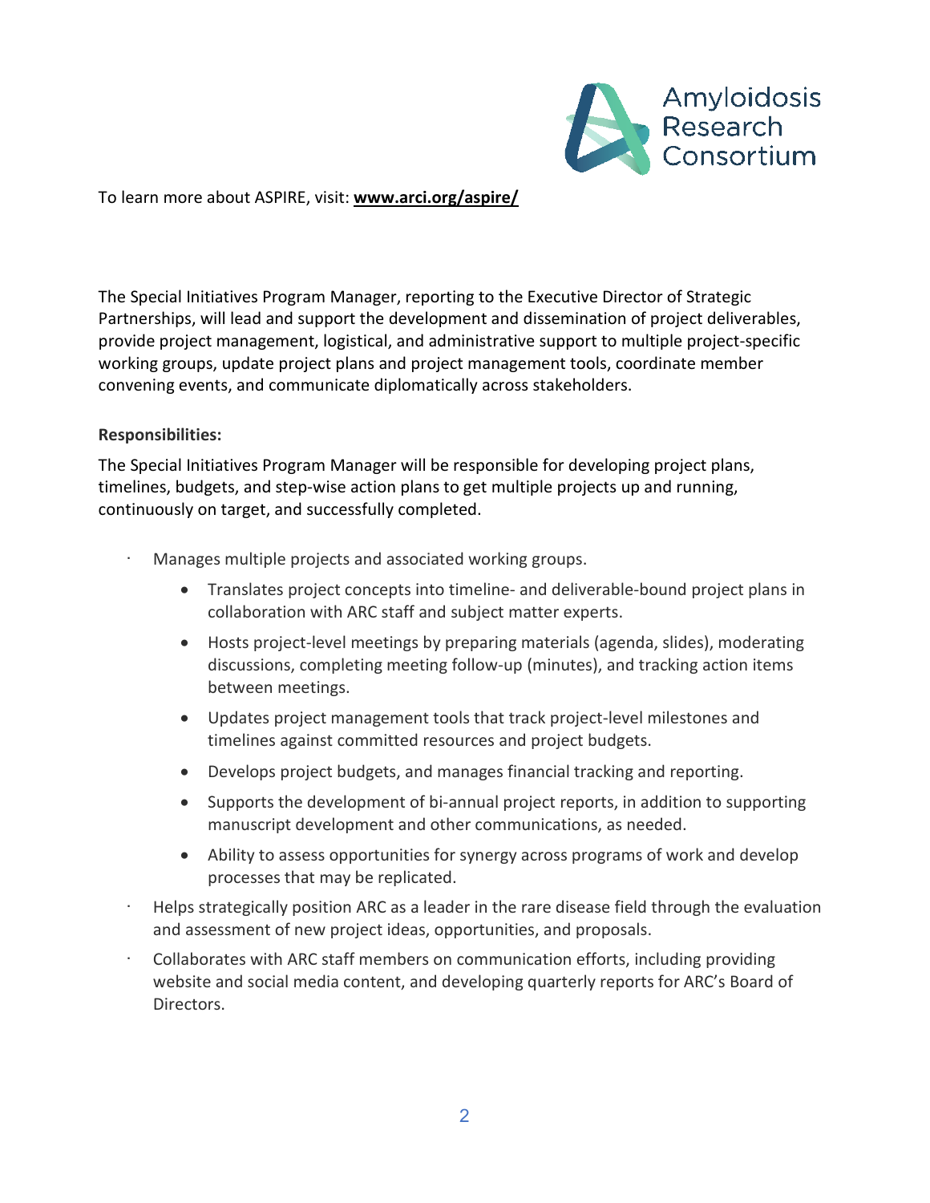To learn more about ASPIRE, visit: **www.arci.org/aspire/**

The Special Initiatives Program Manager, reporting to the Executive Director of Strategic Partnerships, will lead and support the development and dissemination of project deliverables, provide project management, logistical, and administrative support to multiple project-specific working groups, update project plans and project management tools, coordinate member convening events, and communicate diplomatically across stakeholders.

**Responsibilities:**

The Special Initiatives Program Manager will be responsible for developing project plans, timelines, budgets, and step-wise action plans to get multiple projects up and running, continuously on target, and successfully completed.

- Manages multiple projects and associated working groups.
  - Translates project concepts into timeline- and deliverable-bound project plans in collaboration with ARC staff and subject matter experts.
  - Hosts project-level meetings by preparing materials (agenda, slides), moderating discussions, completing meeting follow-up (minutes), and tracking action items between meetings.
  - Updates project management tools that track project-level milestones and timelines against committed resources and project budgets.
  - Develops project budgets, and manages financial tracking and reporting.
  - Supports the development of bi-annual project reports, in addition to supporting manuscript development and other communications, as needed.
  - Ability to assess opportunities for synergy across programs of work and develop processes that may be replicated.
- Helps strategically position ARC as a leader in the rare disease field through the evaluation and assessment of new project ideas, opportunities, and proposals.
- Collaborates with ARC staff members on communication efforts, including providing website and social media content, and developing quarterly reports for ARC's Board of Directors.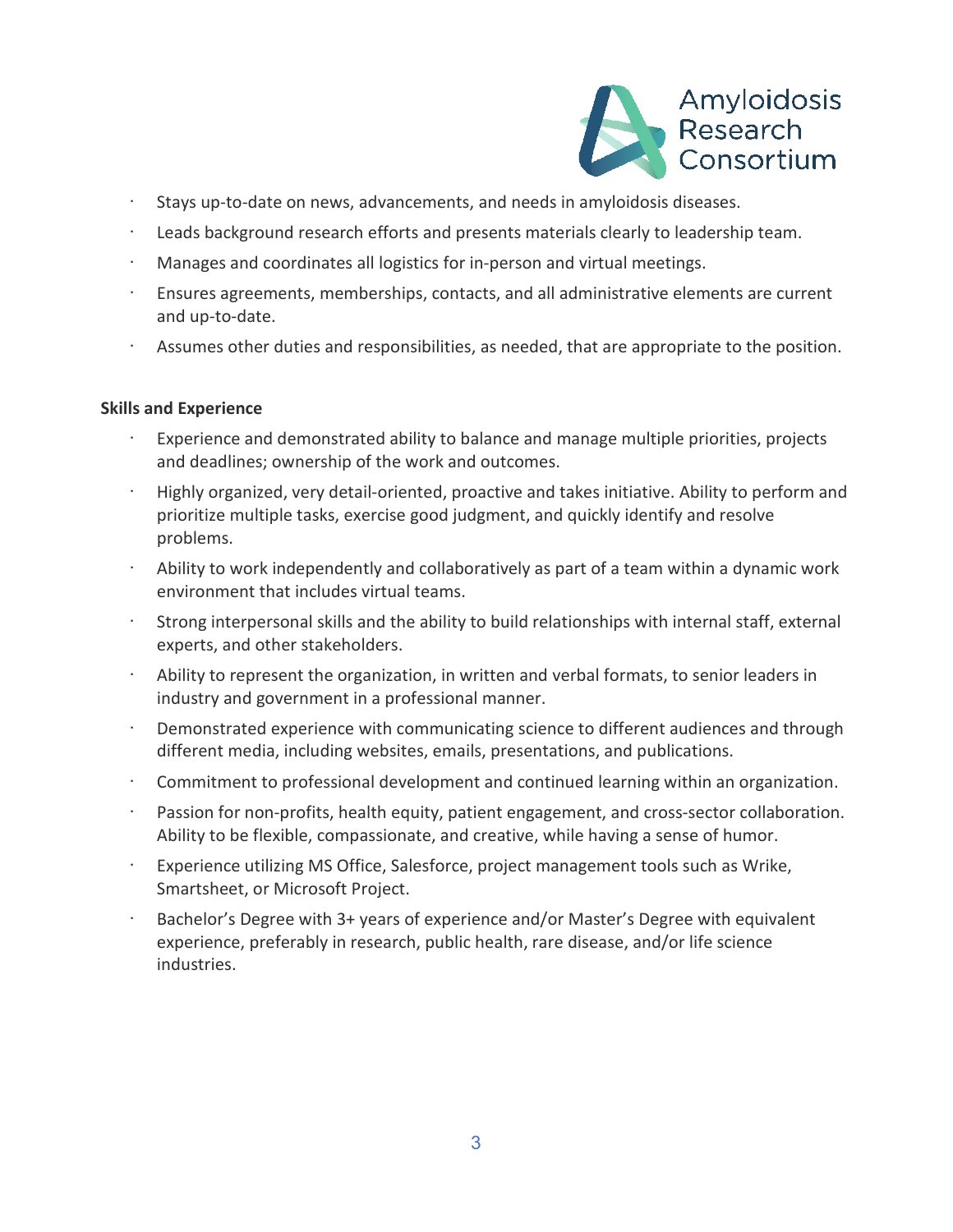- Stays up-to-date on news, advancements, and needs in amyloidosis diseases.
- Leads background research efforts and presents materials clearly to leadership team.
- Manages and coordinates all logistics for in-person and virtual meetings.
- Ensures agreements, memberships, contacts, and all administrative elements are current and up-to-date.
- Assumes other duties and responsibilities, as needed, that are appropriate to the position.

**Skills and Experience**

- Experience and demonstrated ability to balance and manage multiple priorities, projects and deadlines; ownership of the work and outcomes.
- Highly organized, very detail-oriented, proactive and takes initiative. Ability to perform and prioritize multiple tasks, exercise good judgment, and quickly identify and resolve problems.
- Ability to work independently and collaboratively as part of a team within a dynamic work environment that includes virtual teams.
- Strong interpersonal skills and the ability to build relationships with internal staff, external experts, and other stakeholders.
- Ability to represent the organization, in written and verbal formats, to senior leaders in industry and government in a professional manner.
- Demonstrated experience with communicating science to different audiences and through different media, including websites, emails, presentations, and publications.
- Commitment to professional development and continued learning within an organization.
- Passion for non-profits, health equity, patient engagement, and cross-sector collaboration. Ability to be flexible, compassionate, and creative, while having a sense of humor.
- Experience utilizing MS Office, Salesforce, project management tools such as Wrike, Smartsheet, or Microsoft Project.
- Bachelor's Degree with 3+ years of experience and/or Master's Degree with equivalent experience, preferably in research, public health, rare disease, and/or life science industries.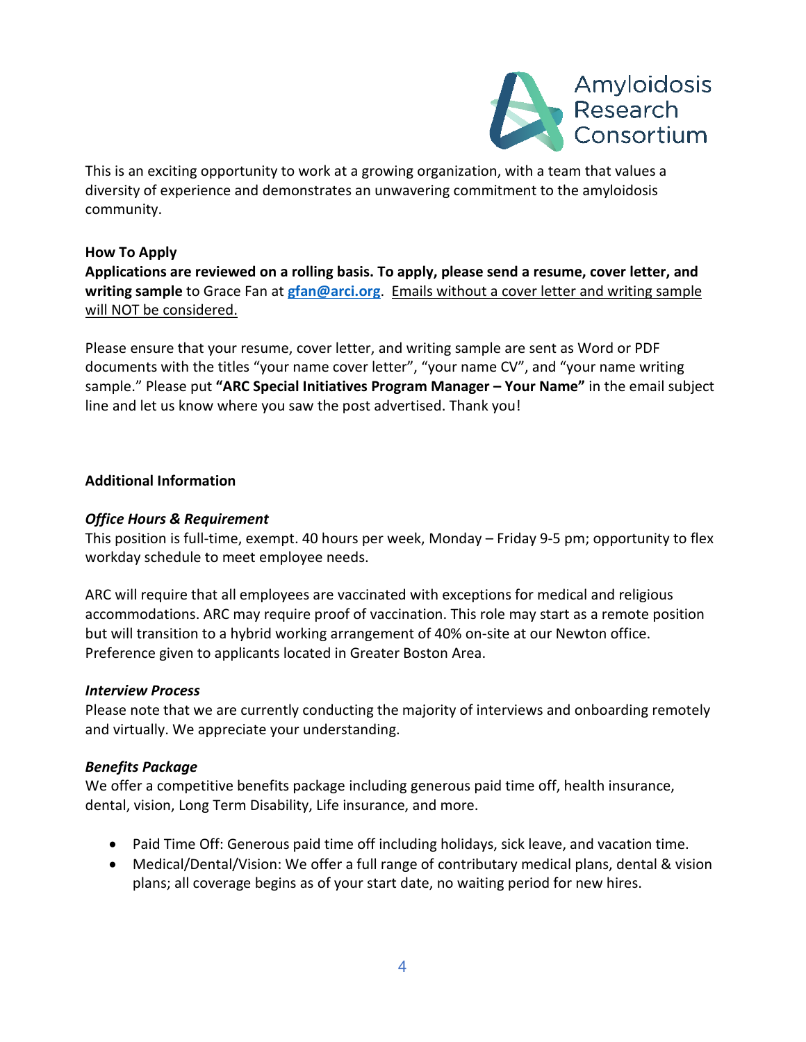This is an exciting opportunity to work at a growing organization, with a team that values a diversity of experience and demonstrates an unwavering commitment to the amyloidosis community.

**How To Apply**

**Applications are reviewed on a rolling basis. To apply, please send a resume, cover letter, and writing sample** to Grace Fan at **gfan@arci.org**. Emails without a cover letter and writing sample will NOT be considered.

Please ensure that your resume, cover letter, and writing sample are sent as Word or PDF documents with the titles "your name cover letter", "your name CV", and "your name writing sample." Please put **"ARC Special Initiatives Program Manager – Your Name"** in the email subject line and let us know where you saw the post advertised. Thank you!

**Additional Information**

***Office Hours & Requirement***

This position is full-time, exempt. 40 hours per week, Monday – Friday 9-5 pm; opportunity to flex workday schedule to meet employee needs.

ARC will require that all employees are vaccinated with exceptions for medical and religious accommodations. ARC may require proof of vaccination. This role may start as a remote position but will transition to a hybrid working arrangement of 40% on-site at our Newton office. Preference given to applicants located in Greater Boston Area.

***Interview Process***

Please note that we are currently conducting the majority of interviews and onboarding remotely and virtually. We appreciate your understanding.

***Benefits Package***

We offer a competitive benefits package including generous paid time off, health insurance, dental, vision, Long Term Disability, Life insurance, and more.

- Paid Time Off: Generous paid time off including holidays, sick leave, and vacation time.
- Medical/Dental/Vision: We offer a full range of contributary medical plans, dental & vision plans; all coverage begins as of your start date, no waiting period for new hires.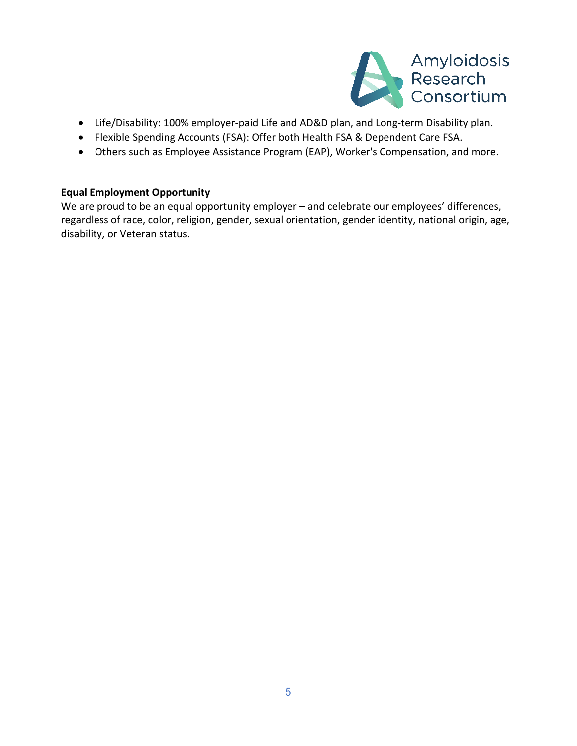- Life/Disability: 100% employer-paid Life and AD&D plan, and Long-term Disability plan.
- Flexible Spending Accounts (FSA): Offer both Health FSA & Dependent Care FSA.
- Others such as Employee Assistance Program (EAP), Worker's Compensation, and more.

**Equal Employment Opportunity**

We are proud to be an equal opportunity employer – and celebrate our employees' differences, regardless of race, color, religion, gender, sexual orientation, gender identity, national origin, age, disability, or Veteran status.